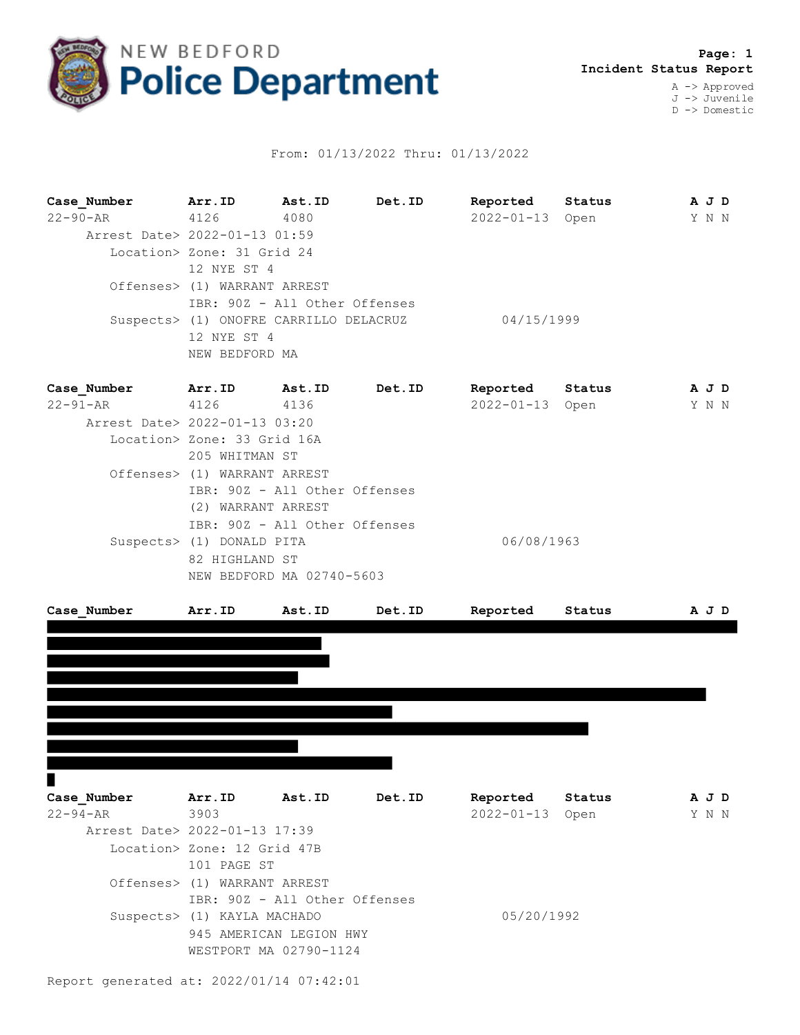# NEW BEDFORD Police Department

**Incident Status Report**

A -> Approved
J -> Juvenile
D -> Domestic

From: 01/13/2022 Thru: 01/13/2022

| Case_Number | Arr.ID | Ast.ID | Det.ID | Reported | Status | A J D |
|---|---|---|---|---|---|---|
| 22-90-AR | 4126 | 4080 | | 2022-01-13 | Open | Y N N |

Arrest Date> 2022-01-13 01:59
Location> Zone: 31 Grid 24
12 NYE ST 4
Offenses> (1) WARRANT ARREST
IBR: 90Z - All Other Offenses
Suspects> (1) ONOFRE CARRILLO DELACRUZ 04/15/1999
12 NYE ST 4
NEW BEDFORD MA

| Case_Number | Arr.ID | Ast.ID | Det.ID | Reported | Status | A J D |
|---|---|---|---|---|---|---|
| 22-91-AR | 4126 | 4136 | | 2022-01-13 | Open | Y N N |

Arrest Date> 2022-01-13 03:20
Location> Zone: 33 Grid 16A
205 WHITMAN ST
Offenses> (1) WARRANT ARREST
IBR: 90Z - All Other Offenses
(2) WARRANT ARREST
IBR: 90Z - All Other Offenses
Suspects> (1) DONALD PITA 06/08/1963
82 HIGHLAND ST
NEW BEDFORD MA 02740-5603

| Case_Number | Arr.ID | Ast.ID | Det.ID | Reported | Status | A J D |
|---|---|---|---|---|---|---|
| [REDACTED] | | | | | | |

| Case_Number | Arr.ID | Ast.ID | Det.ID | Reported | Status | A J D |
|---|---|---|---|---|---|---|
| 22-94-AR | 3903 | | | 2022-01-13 | Open | Y N N |

Arrest Date> 2022-01-13 17:39
Location> Zone: 12 Grid 47B
101 PAGE ST
Offenses> (1) WARRANT ARREST
IBR: 90Z - All Other Offenses
Suspects> (1) KAYLA MACHADO 05/20/1992
945 AMERICAN LEGION HWY
WESTPORT MA 02790-1124

Report generated at: 2022/01/14 07:42:01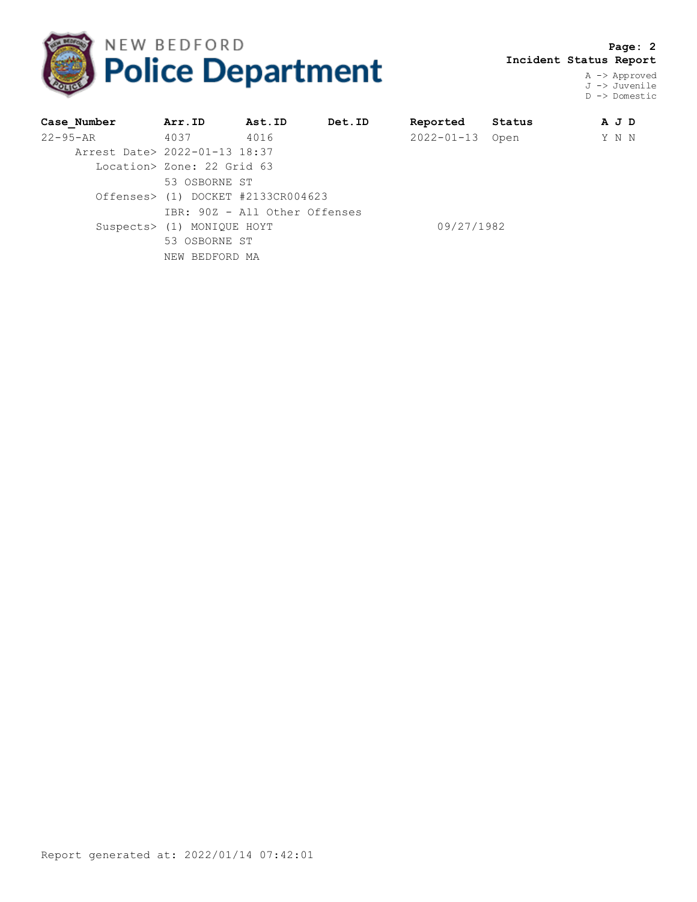# NEW BEDFORD Police Department

**Incident Status Report**

A -> Approved
J -> Juvenile
D -> Domestic

| Case_Number | Arr.ID | Ast.ID | Det.ID | Reported | Status | A J D |
|---|---|---|---|---|---|---|
| 22-95-AR | 4037 | 4016 | | 2022-01-13 | Open | Y N N |

Arrest Date> 2022-01-13 18:37
Location> Zone: 22 Grid 63
53 OSBORNE ST
Offenses> (1) DOCKET #2133CR004623
IBR: 90Z - All Other Offenses
Suspects> (1) MONIQUE HOYT 09/27/1982
53 OSBORNE ST
NEW BEDFORD MA

Report generated at: 2022/01/14 07:42:01